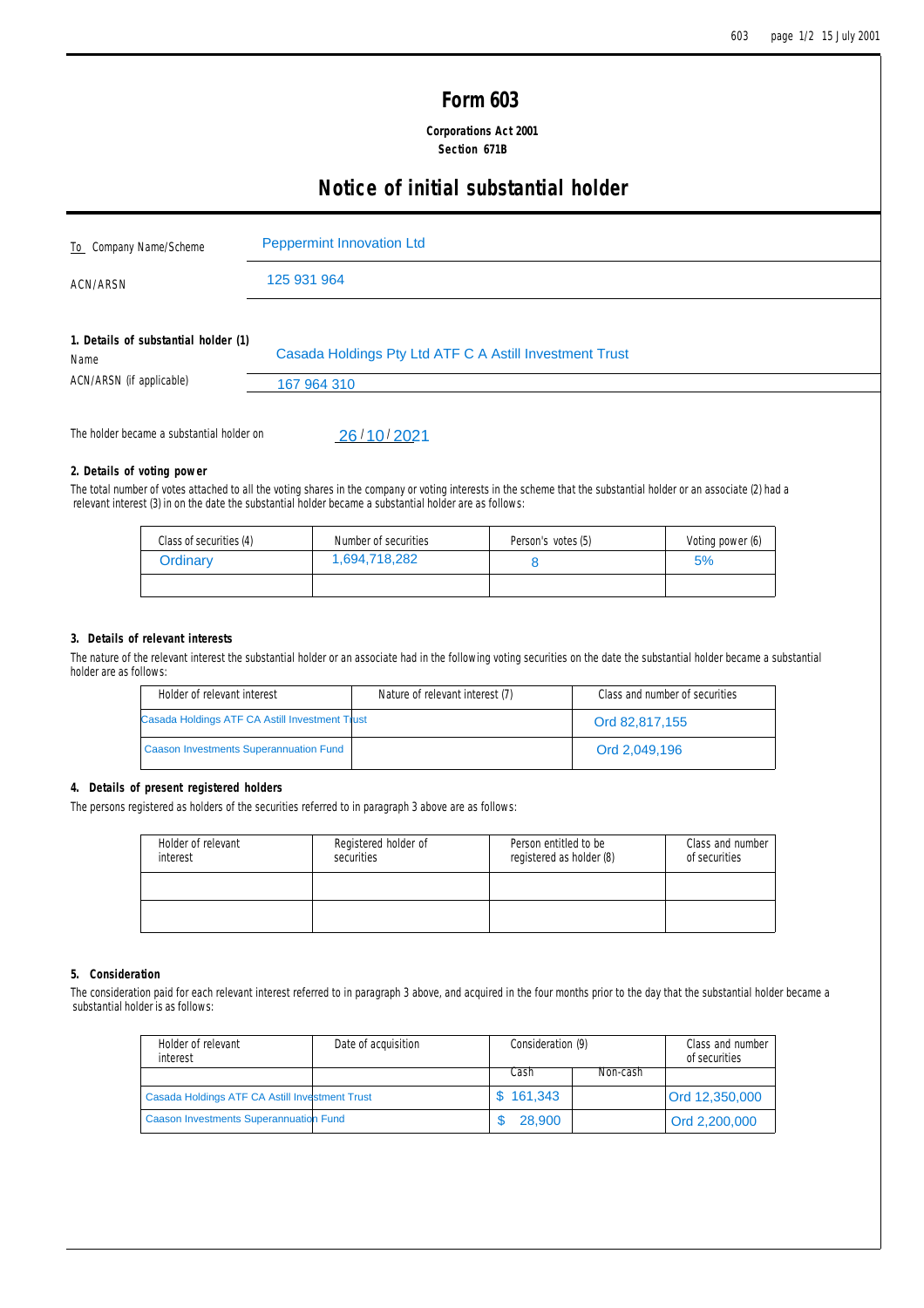# Form 603

**Corporations Act 2001**
**Section 671B**

## Notice of initial substantial holder

| | |
|---|---|
| To Company Name/Scheme | Peppermint Innovation Ltd |
| ACN/ARSN | 125 931 964 |

**1. Details of substantial holder (1)**

| | |
|---|---|
| Name | Casada Holdings Pty Ltd ATF C A Astill Investment Trust |
| ACN/ARSN (if applicable) | 167 964 310 |

The holder became a substantial holder on 26/10/2021

**2. Details of voting power**

The total number of votes attached to all the voting shares in the company or voting interests in the scheme that the substantial holder or an associate (2) had a relevant interest (3) in on the date the substantial holder became a substantial holder are as follows:

| Class of securities (4) | Number of securities | Person's votes (5) | Voting power (6) |
|---|---|---|---|
| Ordinary | 1,694,718,282 | 8 | 5% |
| | | | |

**3. Details of relevant interests**

The nature of the relevant interest the substantial holder or an associate had in the following voting securities on the date the substantial holder became a substantial holder are as follows:

| Holder of relevant interest | Nature of relevant interest (7) | Class and number of securities |
|---|---|---|
| Casada Holdings ATF CA Astill Investment Trust | | Ord 82,817,155 |
| Caason Investments Superannuation Fund | | Ord 2,049,196 |

**4. Details of present registered holders**

The persons registered as holders of the securities referred to in paragraph 3 above are as follows:

| Holder of relevant interest | Registered holder of securities | Person entitled to be registered as holder (8) | Class and number of securities |
|---|---|---|---|
| | | | |
| | | | |

**5. Consideration**

The consideration paid for each relevant interest referred to in paragraph 3 above, and acquired in the four months prior to the day that the substantial holder became a substantial holder is as follows:

| Holder of relevant interest | Date of acquisition | Consideration (9) | | Class and number of securities |
|---|---|---|---|---|
| | | Cash | Non-cash | |
| Casada Holdings ATF CA Astill Investment Trust | | $ 161,343 | | Ord 12,350,000 |
| Caason Investments Superannuation Fund | | $ 28,900 | | Ord 2,200,000 |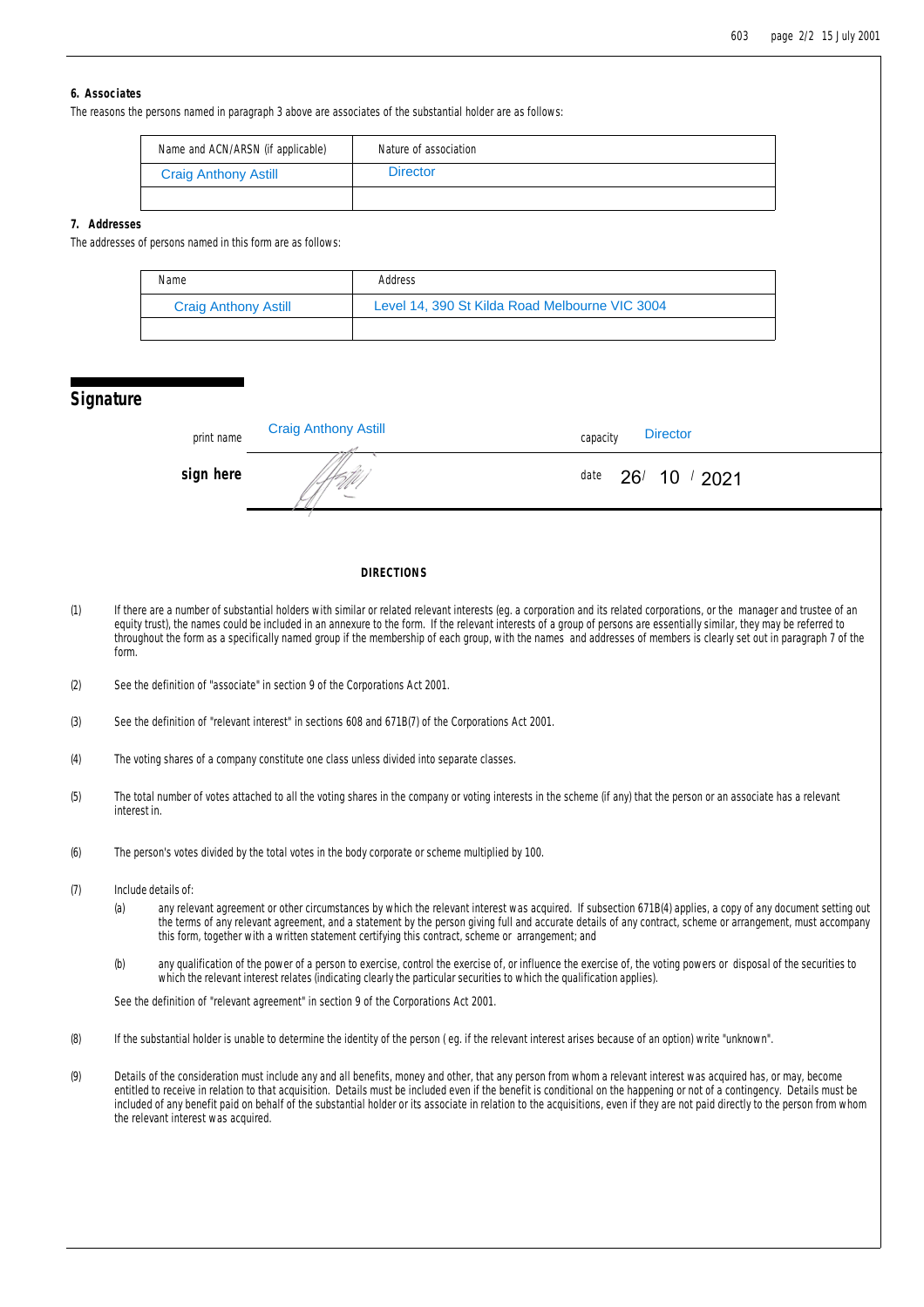#### 6. Associates

The reasons the persons named in paragraph 3 above are associates of the substantial holder are as follows:

| Name and ACN/ARSN (if applicable) | Nature of association |
|---|---|
| Craig Anthony Astill | Director |
| | |

#### 7. Addresses

The addresses of persons named in this form are as follows:

| Name | Address |
|---|---|
| Craig Anthony Astill | Level 14, 390 St Kilda Road Melbourne VIC 3004 |
| | |

## Signature

| | | | |
|---|---|---|---|
| print name | Craig Anthony Astill | capacity | Director |
| **sign here** | | date | 26/ 10 / 2021 |

**DIRECTIONS**

(1) If there are a number of substantial holders with similar or related relevant interests (eg. a corporation and its related corporations, or the manager and trustee of an equity trust), the names could be included in an annexure to the form. If the relevant interests of a group of persons are essentially similar, they may be referred to throughout the form as a specifically named group if the membership of each group, with the names and addresses of members is clearly set out in paragraph 7 of the form.

(2) See the definition of "associate" in section 9 of the Corporations Act 2001.

(3) See the definition of "relevant interest" in sections 608 and 671B(7) of the Corporations Act 2001.

(4) The voting shares of a company constitute one class unless divided into separate classes.

(5) The total number of votes attached to all the voting shares in the company or voting interests in the scheme (if any) that the person or an associate has a relevant interest in.

(6) The person's votes divided by the total votes in the body corporate or scheme multiplied by 100.

(7) Include details of:

(a) any relevant agreement or other circumstances by which the relevant interest was acquired. If subsection 671B(4) applies, a copy of any document setting out the terms of any relevant agreement, and a statement by the person giving full and accurate details of any contract, scheme or arrangement, must accompany this form, together with a written statement certifying this contract, scheme or arrangement; and

(b) any qualification of the power of a person to exercise, control the exercise of, or influence the exercise of, the voting powers or disposal of the securities to which the relevant interest relates (indicating clearly the particular securities to which the qualification applies).

See the definition of "relevant agreement" in section 9 of the Corporations Act 2001.

(8) If the substantial holder is unable to determine the identity of the person ( eg. if the relevant interest arises because of an option) write "unknown".

(9) Details of the consideration must include any and all benefits, money and other, that any person from whom a relevant interest was acquired has, or may, become entitled to receive in relation to that acquisition. Details must be included even if the benefit is conditional on the happening or not of a contingency. Details must be included of any benefit paid on behalf of the substantial holder or its associate in relation to the acquisitions, even if they are not paid directly to the person from whom the relevant interest was acquired.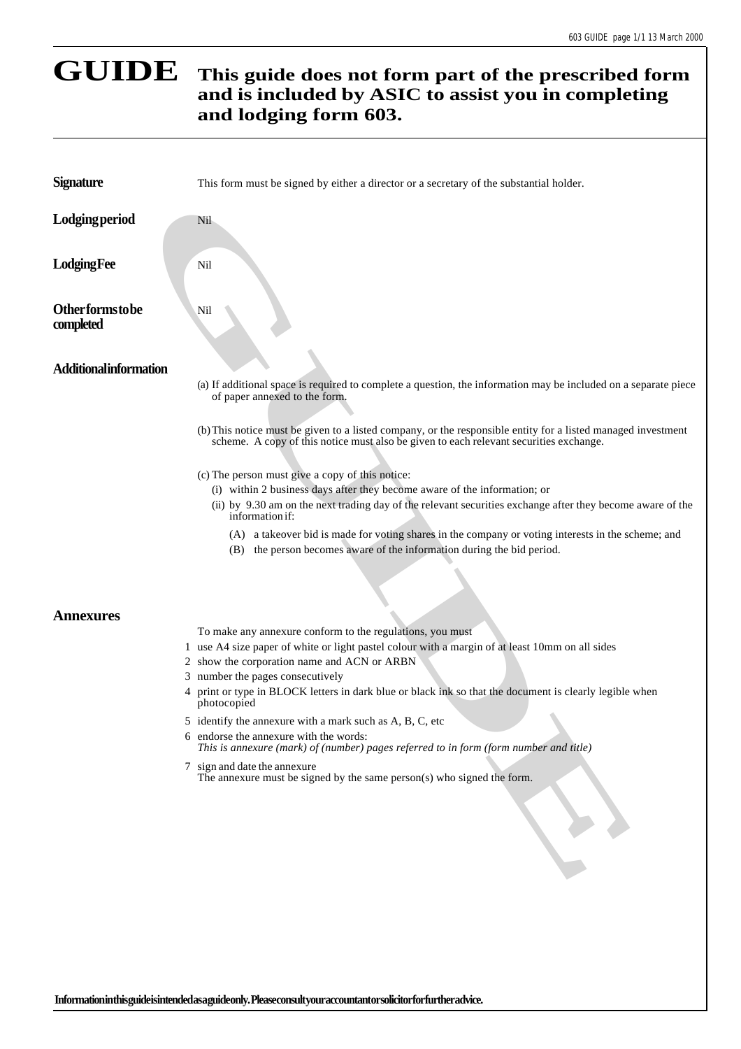# GUIDE

**This guide does not form part of the prescribed form and is included by ASIC to assist you in completing and lodging form 603.**

**Signature**

This form must be signed by either a director or a secretary of the substantial holder.

**Lodging period**

Nil

**Lodging Fee**

Nil

**Other forms to be completed**

Nil

**Additional information**

(a) If additional space is required to complete a question, the information may be included on a separate piece of paper annexed to the form.

(b) This notice must be given to a listed company, or the responsible entity for a listed managed investment scheme. A copy of this notice must also be given to each relevant securities exchange.

(c) The person must give a copy of this notice:

- (i) within 2 business days after they become aware of the information; or
- (ii) by 9.30 am on the next trading day of the relevant securities exchange after they become aware of the information if:
  - (A) a takeover bid is made for voting shares in the company or voting interests in the scheme; and
  - (B) the person becomes aware of the information during the bid period.

**Annexures**

To make any annexure conform to the regulations, you must

1. use A4 size paper of white or light pastel colour with a margin of at least 10mm on all sides
2. show the corporation name and ACN or ARBN
3. number the pages consecutively
4. print or type in BLOCK letters in dark blue or black ink so that the document is clearly legible when photocopied
5. identify the annexure with a mark such as A, B, C, etc
6. endorse the annexure with the words:
   *This is annexure (mark) of (number) pages referred to in form (form number and title)*
7. sign and date the annexure
   The annexure must be signed by the same person(s) who signed the form.

**Information in this guide is intended as a guide only. Please consult your accountant or solicitor for further advice.**